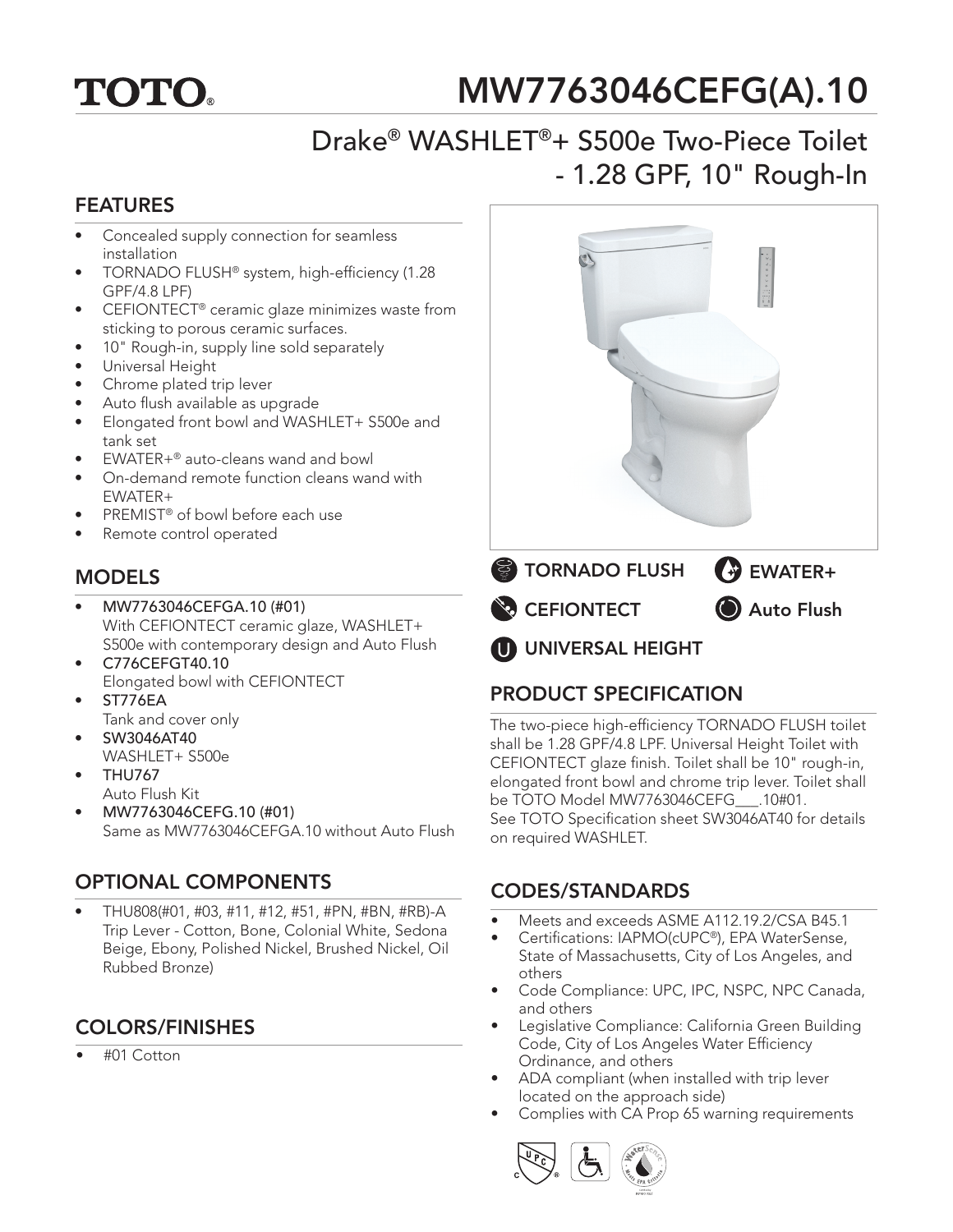TOTO®

# MW7763046CEFG(A).10

## Drake® WASHLET®+ S500e Two-Piece Toilet - 1.28 GPF, 10" Rough-In

## FEATURES

- Concealed supply connection for seamless installation
- TORNADO FLUSH® system, high-efficiency (1.28 GPF/4.8 LPF)
- CEFIONTECT® ceramic glaze minimizes waste from sticking to porous ceramic surfaces.
- 10" Rough-in, supply line sold separately
- Universal Height
- Chrome plated trip lever
- Auto flush available as upgrade
- Elongated front bowl and WASHLET+ S500e and tank set
- EWATER+® auto-cleans wand and bowl
- On-demand remote function cleans wand with EWATER+
- PREMIST® of bowl before each use
- Remote control operated

TORNADO FLUSH | EWATER+ | CEFIONTECT | Auto Flush | UNIVERSAL HEIGHT

## MODELS

- **MW7763046CEFGA.10 (#01)**
  With CEFIONTECT ceramic glaze, WASHLET+ S500e with contemporary design and Auto Flush
- **C776CEFGT40.10**
  Elongated bowl with CEFIONTECT
- **ST776EA**
  Tank and cover only
- **SW3046AT40**
  WASHLET+ S500e
- **THU767**
  Auto Flush Kit
- **MW7763046CEFG.10 (#01)**
  Same as MW7763046CEFGA.10 without Auto Flush

## OPTIONAL COMPONENTS

- THU808(#01, #03, #11, #12, #51, #PN, #BN, #RB)-A Trip Lever - Cotton, Bone, Colonial White, Sedona Beige, Ebony, Polished Nickel, Brushed Nickel, Oil Rubbed Bronze)

## COLORS/FINISHES

- #01 Cotton

## PRODUCT SPECIFICATION

The two-piece high-efficiency TORNADO FLUSH toilet shall be 1.28 GPF/4.8 LPF. Universal Height Toilet with CEFIONTECT glaze finish. Toilet shall be 10" rough-in, elongated front bowl and chrome trip lever. Toilet shall be TOTO Model MW7763046CEFG___.10#01.
See TOTO Specification sheet SW3046AT40 for details on required WASHLET.

## CODES/STANDARDS

- Meets and exceeds ASME A112.19.2/CSA B45.1
- Certifications: IAPMO(cUPC®), EPA WaterSense, State of Massachusetts, City of Los Angeles, and others
- Code Compliance: UPC, IPC, NSPC, NPC Canada, and others
- Legislative Compliance: California Green Building Code, City of Los Angeles Water Efficiency Ordinance, and others
- ADA compliant (when installed with trip lever located on the approach side)
- Complies with CA Prop 65 warning requirements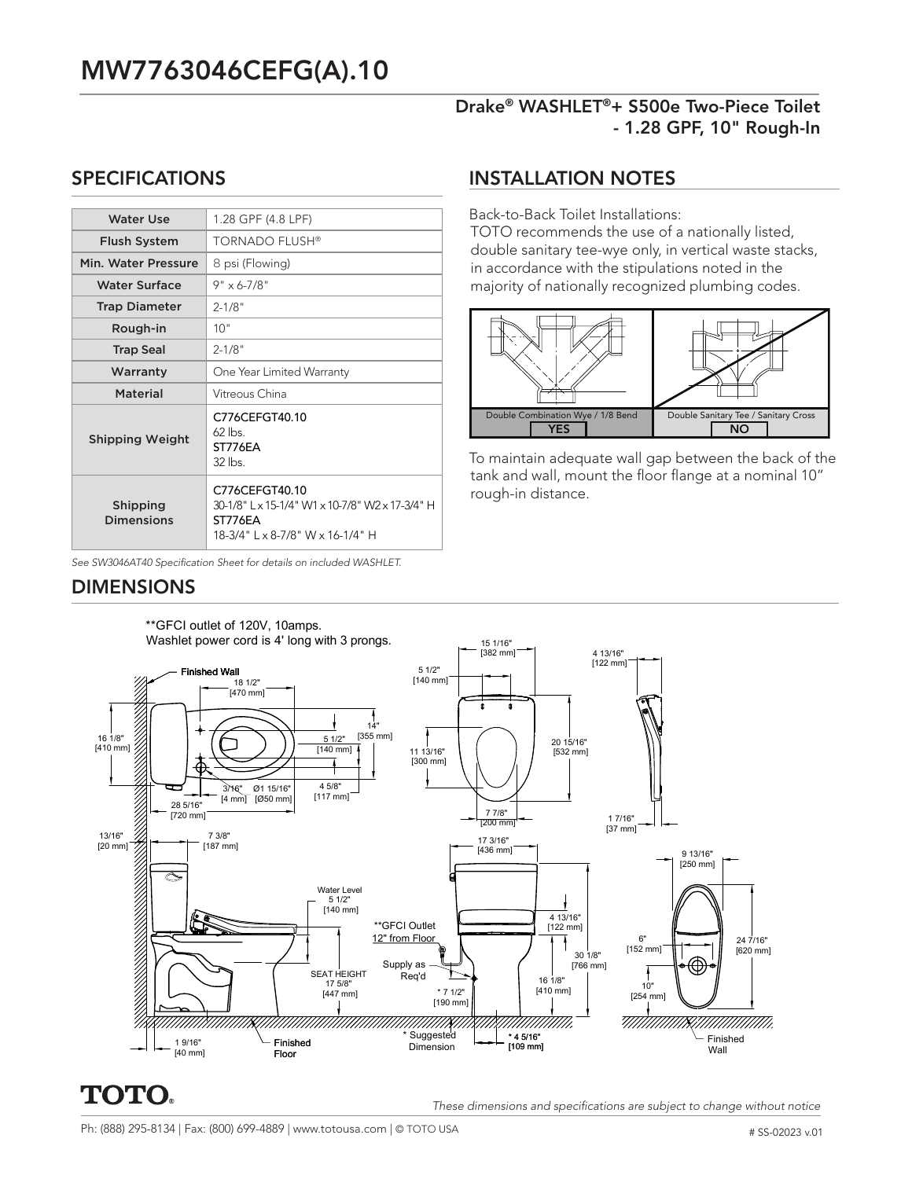# MW7763046CEFG(A).10

**Drake® WASHLET®+ S500e Two-Piece Toilet - 1.28 GPF, 10" Rough-In**

## SPECIFICATIONS

| | |
|---|---|
| Water Use | 1.28 GPF (4.8 LPF) |
| Flush System | TORNADO FLUSH® |
| Min. Water Pressure | 8 psi (Flowing) |
| Water Surface | 9" x 6-7/8" |
| Trap Diameter | 2-1/8" |
| Rough-in | 10" |
| Trap Seal | 2-1/8" |
| Warranty | One Year Limited Warranty |
| Material | Vitreous China |
| Shipping Weight | C776CEFGT40.10<br>62 lbs.<br>ST776EA<br>32 lbs. |
| Shipping Dimensions | C776CEFGT40.10<br>30-1/8" L x 15-1/4" W1 x 10-7/8" W2 x 17-3/4" H<br>ST776EA<br>18-3/4" L x 8-7/8" W x 16-1/4" H |

*See SW3046AT40 Specification Sheet for details on included WASHLET.*

## INSTALLATION NOTES

Back-to-Back Toilet Installations:
TOTO recommends the use of a nationally listed, double sanitary tee-wye only, in vertical waste stacks, in accordance with the stipulations noted in the majority of nationally recognized plumbing codes.

Double Combination Wye / 1/8 Bend
YES

Double Sanitary Tee / Sanitary Cross
NO

To maintain adequate wall gap between the back of the tank and wall, mount the floor flange at a nominal 10" rough-in distance.

## DIMENSIONS

**GFCI outlet of 120V, 10amps.
Washlet power cord is 4' long with 3 prongs.

Finished Wall
18 1/2" [470 mm]
16 1/8" [410 mm]
5 1/2" [140 mm]
14" [355 mm]
3/16" [4 mm]
Ø1 15/16" [Ø50 mm]
4 5/8" [117 mm]
28 5/16" [720 mm]
13/16" [20 mm]
7 3/8" [187 mm]
15 1/16" [382 mm]
5 1/2" [140 mm]
11 13/16" [300 mm]
20 15/16" [532 mm]
7 7/8" [200 mm]
4 13/16" [122 mm]
1 7/16" [37 mm]
Water Level 5 1/2" [140 mm]
SEAT HEIGHT 17 5/8" [447 mm]
**GFCI Outlet 12" from Floor
Supply as Req'd
* 7 1/2" [190 mm]
17 3/16" [436 mm]
4 13/16" [122 mm]
30 1/8" [766 mm]
16 1/8" [410 mm]
* Suggested Dimension
* 4 5/16" [109 mm]
9 13/16" [250 mm]
6" [152 mm]
24 7/16" [620 mm]
10" [254 mm]
Finished Wall
1 9/16" [40 mm]
Finished Floor

*These dimensions and specifications are subject to change without notice*

Ph: (888) 295-8134 | Fax: (800) 699-4889 | www.totousa.com | © TOTO USA

# SS-02023 v.01